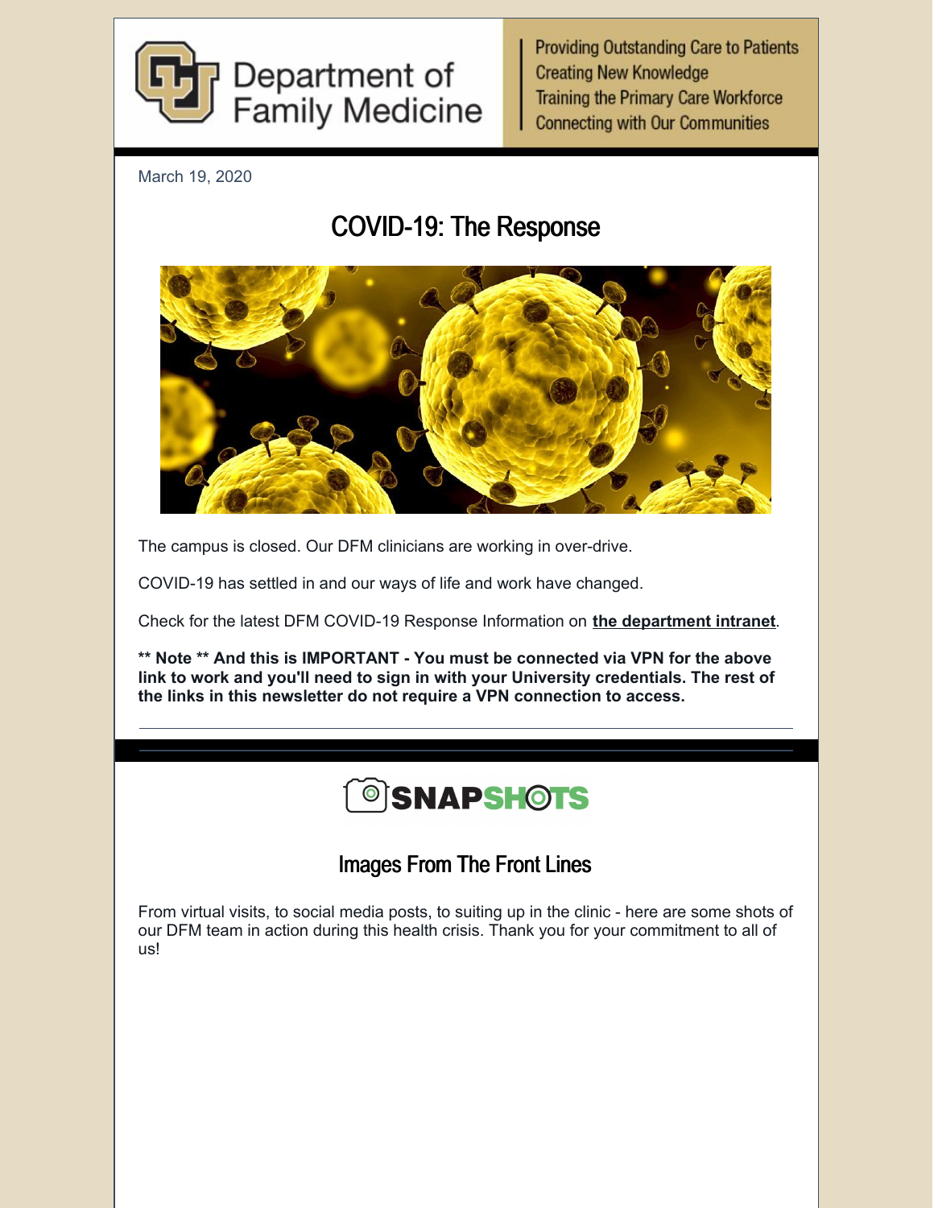Department of Family Medicine

Providing Outstanding Care to Patients
Creating New Knowledge
Training the Primary Care Workforce
Connecting with Our Communities

March 19, 2020

# COVID-19: The Response

The campus is closed. Our DFM clinicians are working in over-drive.

COVID-19 has settled in and our ways of life and work have changed.

Check for the latest DFM COVID-19 Response Information on **the department intranet**.

**** Note ** And this is IMPORTANT - You must be connected via VPN for the above link to work and you'll need to sign in with your University credentials. The rest of the links in this newsletter do not require a VPN connection to access.**

---

SNAPSHOTS

## Images From The Front Lines

From virtual visits, to social media posts, to suiting up in the clinic - here are some shots of our DFM team in action during this health crisis. Thank you for your commitment to all of us!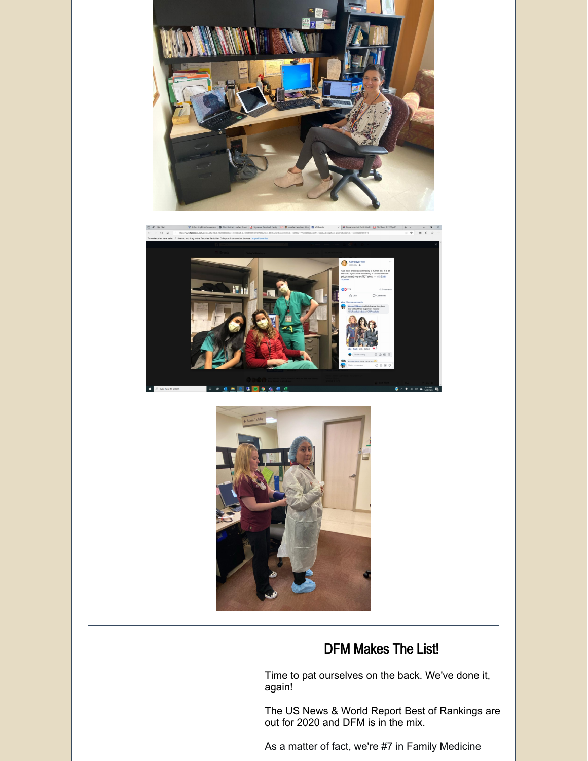## DFM Makes The List!

Time to pat ourselves on the back. We've done it, again!

The US News & World Report Best of Rankings are out for 2020 and DFM is in the mix.

As a matter of fact, we're #7 in Family Medicine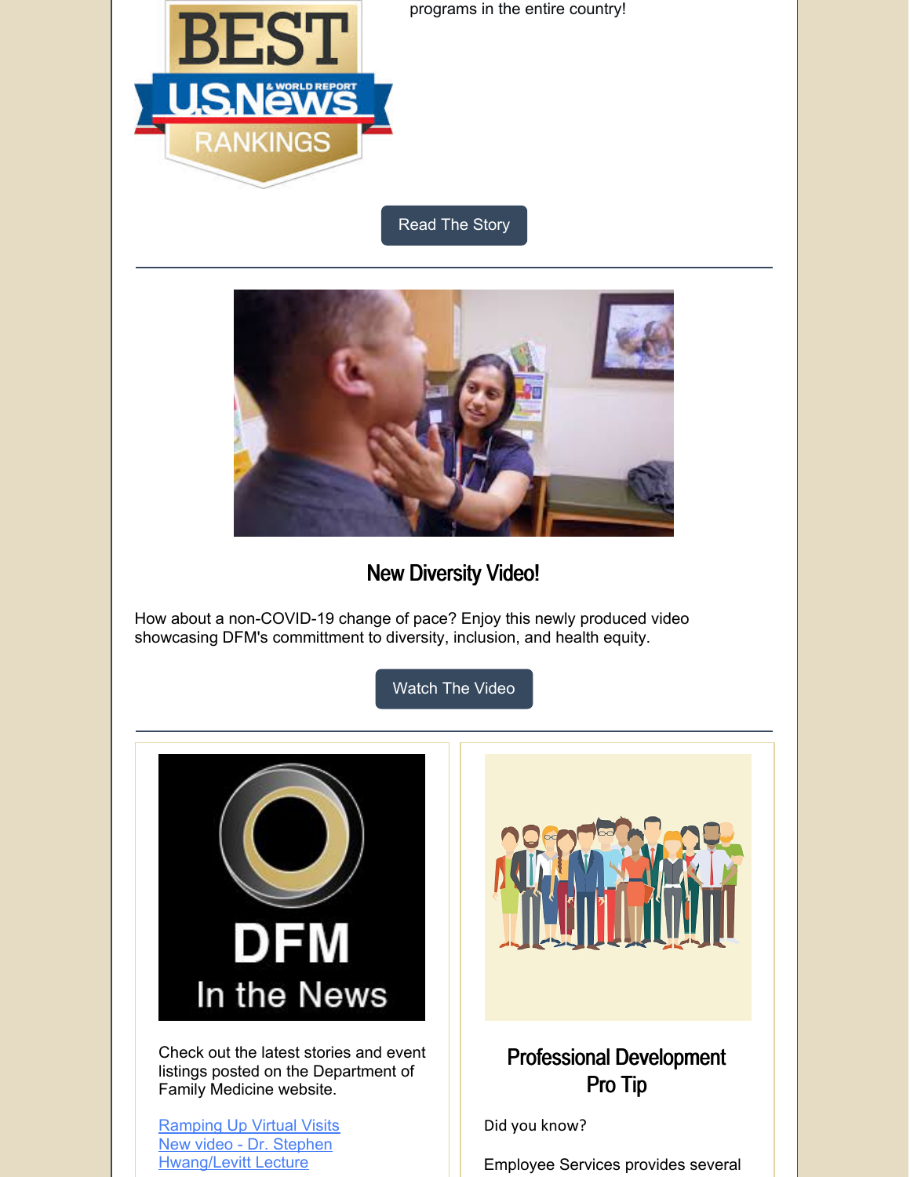programs in the entire country!

Read The Story

---

## New Diversity Video!

How about a non-COVID-19 change of pace? Enjoy this newly produced video showcasing DFM's committment to diversity, inclusion, and health equity.

Watch The Video

---

Check out the latest stories and event listings posted on the Department of Family Medicine website.

Ramping Up Virtual Visits
New video - Dr. Stephen Hwang/Levitt Lecture

## Professional Development Pro Tip

Did you know?

Employee Services provides several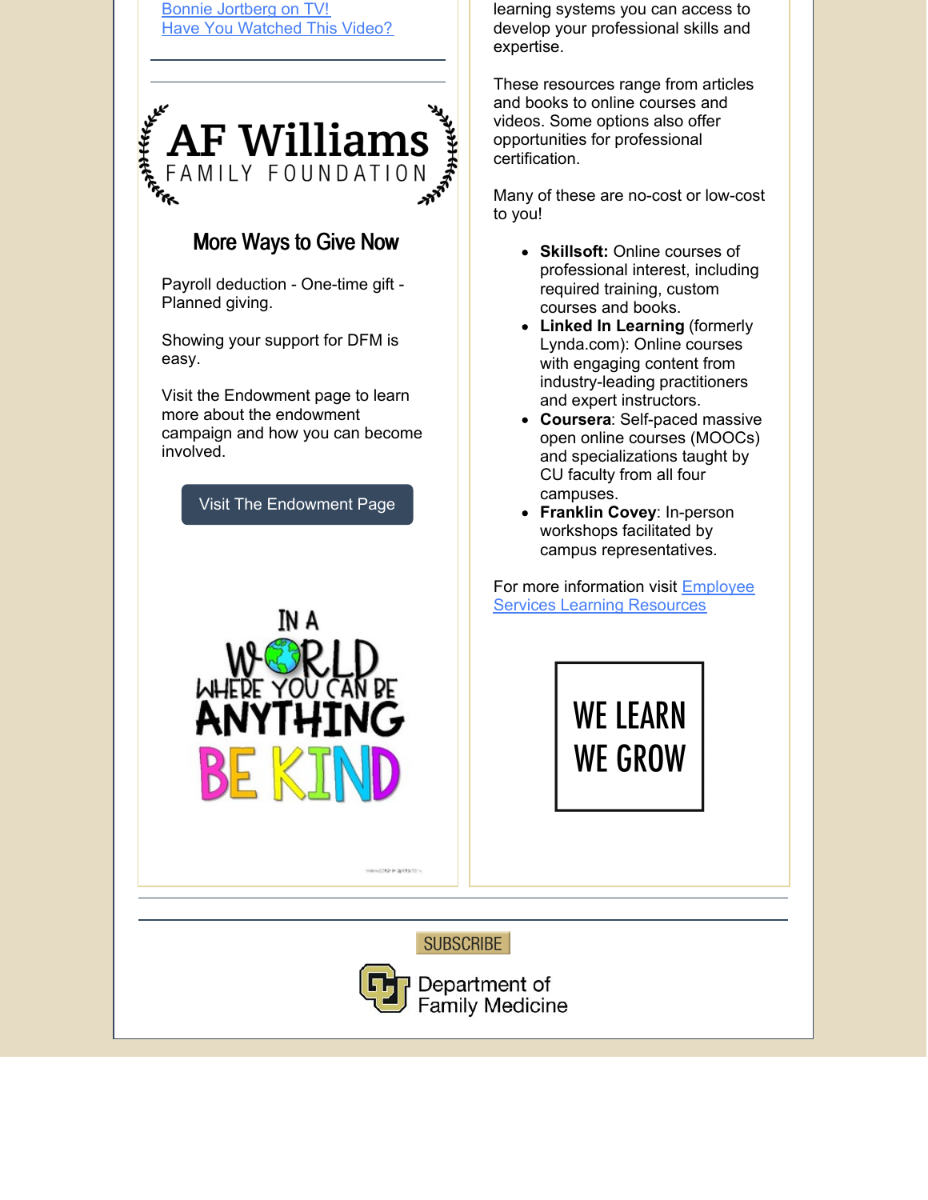[Bonnie Jortberg on TV!](#)
[Have You Watched This Video?](#)

AF Williams FAMILY FOUNDATION

## More Ways to Give Now

Payroll deduction - One-time gift - Planned giving.

Showing your support for DFM is easy.

Visit the Endowment page to learn more about the endowment campaign and how you can become involved.

Visit The Endowment Page

IN A WORLD WHERE YOU CAN BE ANYTHING BE KIND

learning systems you can access to develop your professional skills and expertise.

These resources range from articles and books to online courses and videos. Some options also offer opportunities for professional certification.

Many of these are no-cost or low-cost to you!

- **Skillsoft:** Online courses of professional interest, including required training, custom courses and books.
- **Linked In Learning** (formerly Lynda.com): Online courses with engaging content from industry-leading practitioners and expert instructors.
- **Coursera**: Self-paced massive open online courses (MOOCs) and specializations taught by CU faculty from all four campuses.
- **Franklin Covey**: In-person workshops facilitated by campus representatives.

For more information visit [Employee Services Learning Resources](#)

WE LEARN WE GROW

SUBSCRIBE

Department of Family Medicine